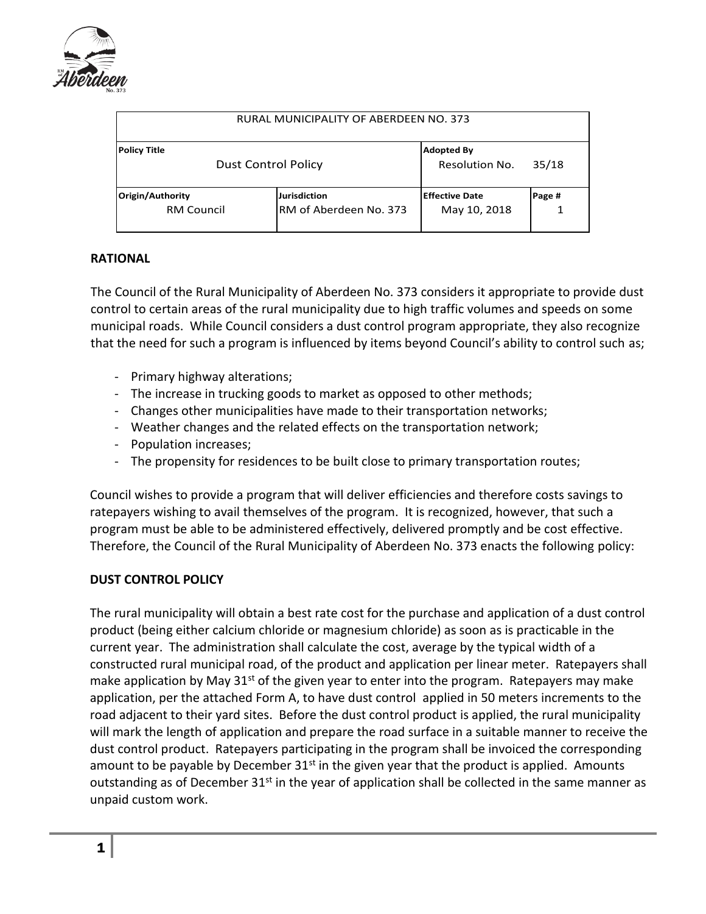| RURAL MUNICIPALITY OF ABERDEEN NO. 373 | | | |
|---|---|---|---|
| **Policy Title**<br>Dust Control Policy | | **Adopted By**<br>Resolution No. 35/18 | |
| **Origin/Authority**<br>RM Council | **Jurisdiction**<br>RM of Aberdeen No. 373 | **Effective Date**<br>May 10, 2018 | **Page #**<br>1 |

**RATIONAL**

The Council of the Rural Municipality of Aberdeen No. 373 considers it appropriate to provide dust control to certain areas of the rural municipality due to high traffic volumes and speeds on some municipal roads. While Council considers a dust control program appropriate, they also recognize that the need for such a program is influenced by items beyond Council's ability to control such as;

- Primary highway alterations;
- The increase in trucking goods to market as opposed to other methods;
- Changes other municipalities have made to their transportation networks;
- Weather changes and the related effects on the transportation network;
- Population increases;
- The propensity for residences to be built close to primary transportation routes;

Council wishes to provide a program that will deliver efficiencies and therefore costs savings to ratepayers wishing to avail themselves of the program. It is recognized, however, that such a program must be able to be administered effectively, delivered promptly and be cost effective. Therefore, the Council of the Rural Municipality of Aberdeen No. 373 enacts the following policy:

**DUST CONTROL POLICY**

The rural municipality will obtain a best rate cost for the purchase and application of a dust control product (being either calcium chloride or magnesium chloride) as soon as is practicable in the current year. The administration shall calculate the cost, average by the typical width of a constructed rural municipal road, of the product and application per linear meter. Ratepayers shall make application by May 31st of the given year to enter into the program. Ratepayers may make application, per the attached Form A, to have dust control applied in 50 meters increments to the road adjacent to their yard sites. Before the dust control product is applied, the rural municipality will mark the length of application and prepare the road surface in a suitable manner to receive the dust control product. Ratepayers participating in the program shall be invoiced the corresponding amount to be payable by December 31st in the given year that the product is applied. Amounts outstanding as of December 31st in the year of application shall be collected in the same manner as unpaid custom work.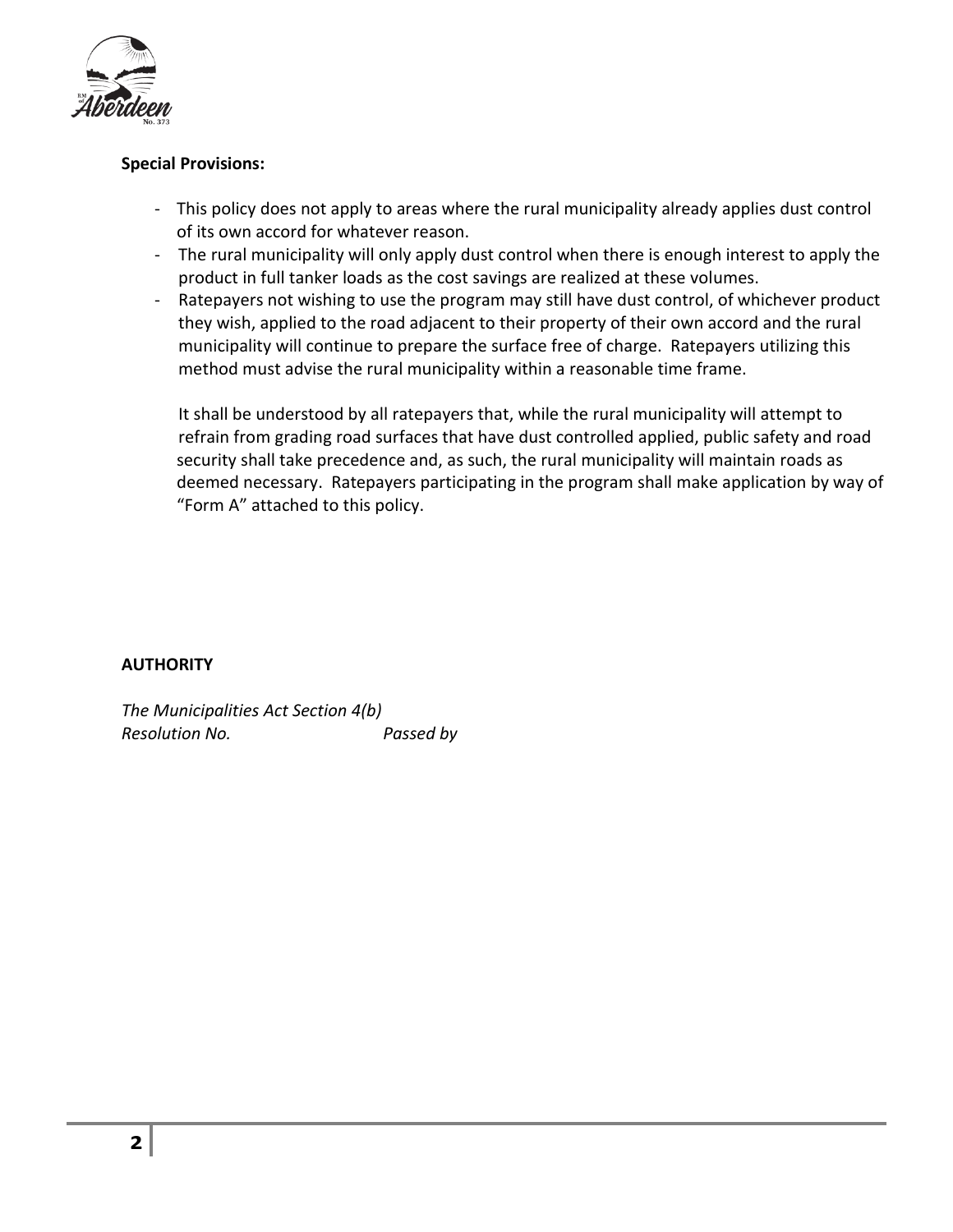**Special Provisions:**

- This policy does not apply to areas where the rural municipality already applies dust control of its own accord for whatever reason.
- The rural municipality will only apply dust control when there is enough interest to apply the product in full tanker loads as the cost savings are realized at these volumes.
- Ratepayers not wishing to use the program may still have dust control, of whichever product they wish, applied to the road adjacent to their property of their own accord and the rural municipality will continue to prepare the surface free of charge. Ratepayers utilizing this method must advise the rural municipality within a reasonable time frame.

  It shall be understood by all ratepayers that, while the rural municipality will attempt to refrain from grading road surfaces that have dust controlled applied, public safety and road security shall take precedence and, as such, the rural municipality will maintain roads as deemed necessary. Ratepayers participating in the program shall make application by way of "Form A" attached to this policy.

**AUTHORITY**

*The Municipalities Act Section 4(b)*
*Resolution No.* *Passed by*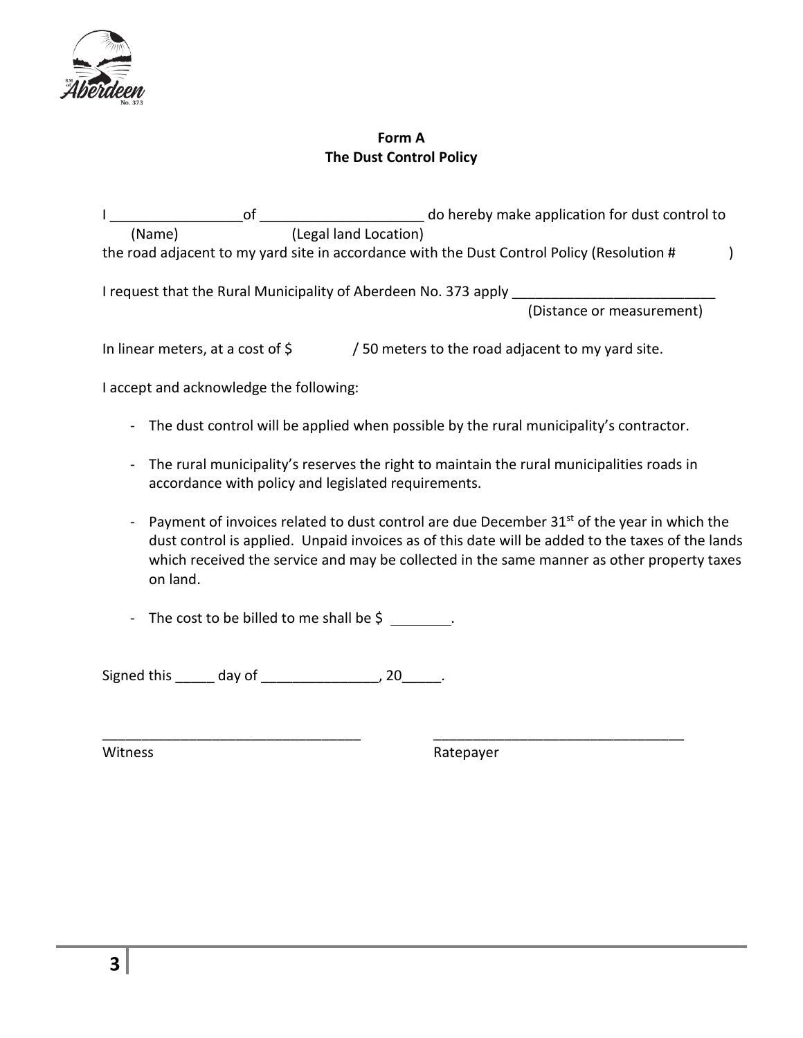**Form A**
**The Dust Control Policy**

I _________________of _____________________ do hereby make application for dust control to
(Name) (Legal land Location)
the road adjacent to my yard site in accordance with the Dust Control Policy (Resolution # )

I request that the Rural Municipality of Aberdeen No. 373 apply __________________________
(Distance or measurement)

In linear meters, at a cost of $ / 50 meters to the road adjacent to my yard site.

I accept and acknowledge the following:

- The dust control will be applied when possible by the rural municipality's contractor.
- The rural municipality's reserves the right to maintain the rural municipalities roads in accordance with policy and legislated requirements.
- Payment of invoices related to dust control are due December 31st of the year in which the dust control is applied. Unpaid invoices as of this date will be added to the taxes of the lands which received the service and may be collected in the same manner as other property taxes on land.
- The cost to be billed to me shall be $ ________.

Signed this _____ day of _______________, 20_____.

__________________________________ __________________________________
Witness Ratepayer